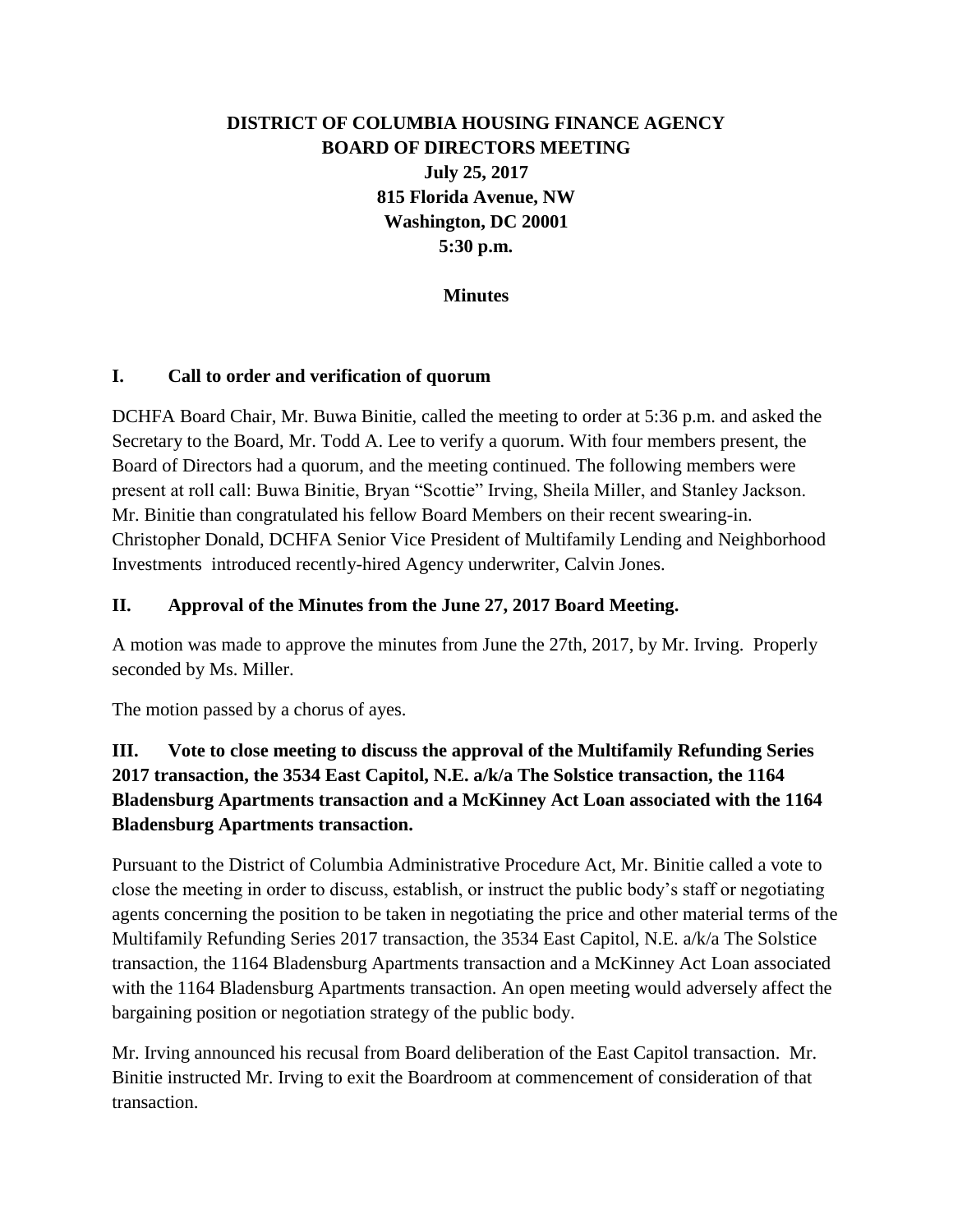# DISTRICT OF COLUMBIA HOUSING FINANCE AGENCY
## BOARD OF DIRECTORS MEETING

**July 25, 2017**
**815 Florida Avenue, NW**
**Washington, DC 20001**
**5:30 p.m.**

**Minutes**

## I. Call to order and verification of quorum

DCHFA Board Chair, Mr. Buwa Binitie, called the meeting to order at 5:36 p.m. and asked the Secretary to the Board, Mr. Todd A. Lee to verify a quorum. With four members present, the Board of Directors had a quorum, and the meeting continued. The following members were present at roll call: Buwa Binitie, Bryan "Scottie" Irving, Sheila Miller, and Stanley Jackson. Mr. Binitie than congratulated his fellow Board Members on their recent swearing-in. Christopher Donald, DCHFA Senior Vice President of Multifamily Lending and Neighborhood Investments introduced recently-hired Agency underwriter, Calvin Jones.

## II. Approval of the Minutes from the June 27, 2017 Board Meeting.

A motion was made to approve the minutes from June the 27th, 2017, by Mr. Irving. Properly seconded by Ms. Miller.

The motion passed by a chorus of ayes.

## III. Vote to close meeting to discuss the approval of the Multifamily Refunding Series 2017 transaction, the 3534 East Capitol, N.E. a/k/a The Solstice transaction, the 1164 Bladensburg Apartments transaction and a McKinney Act Loan associated with the 1164 Bladensburg Apartments transaction.

Pursuant to the District of Columbia Administrative Procedure Act, Mr. Binitie called a vote to close the meeting in order to discuss, establish, or instruct the public body's staff or negotiating agents concerning the position to be taken in negotiating the price and other material terms of the Multifamily Refunding Series 2017 transaction, the 3534 East Capitol, N.E. a/k/a The Solstice transaction, the 1164 Bladensburg Apartments transaction and a McKinney Act Loan associated with the 1164 Bladensburg Apartments transaction. An open meeting would adversely affect the bargaining position or negotiation strategy of the public body.

Mr. Irving announced his recusal from Board deliberation of the East Capitol transaction. Mr. Binitie instructed Mr. Irving to exit the Boardroom at commencement of consideration of that transaction.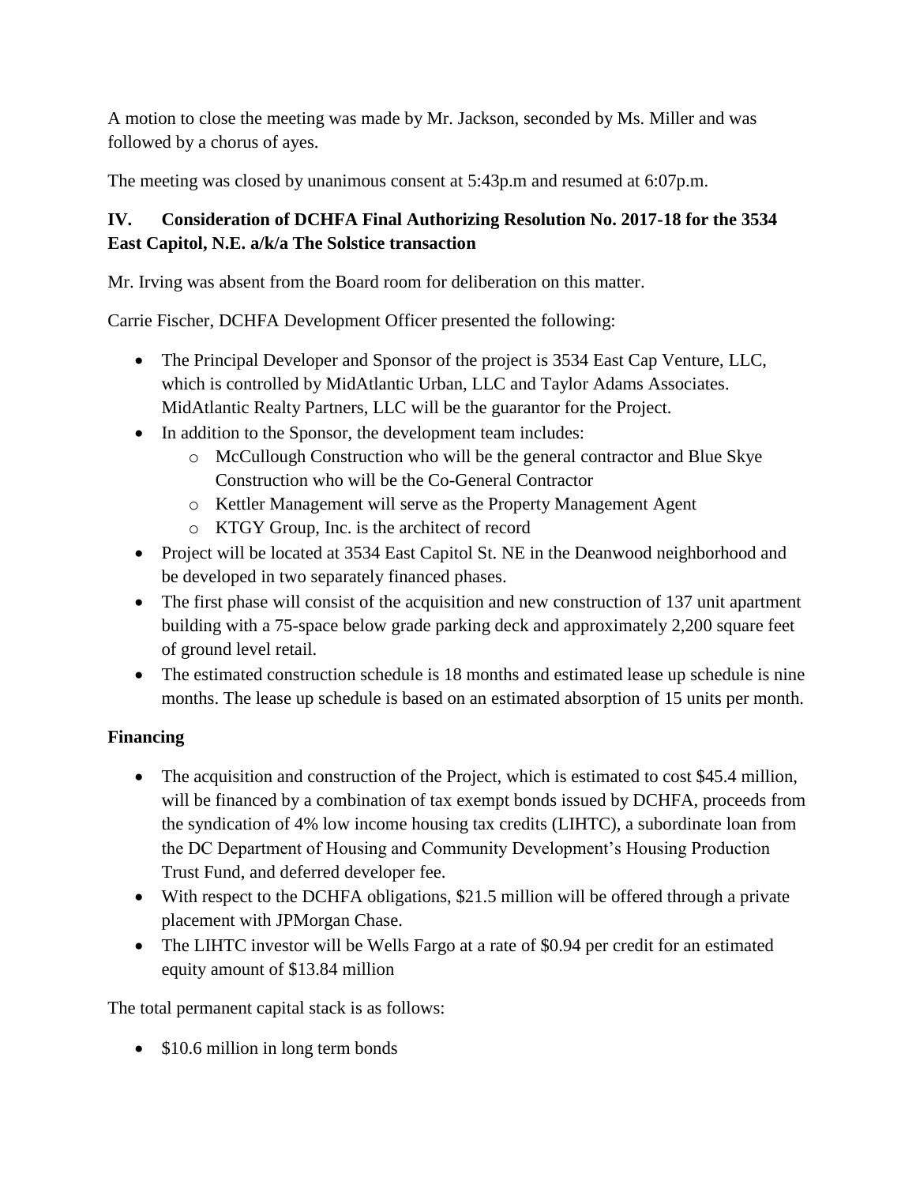A motion to close the meeting was made by Mr. Jackson, seconded by Ms. Miller and was followed by a chorus of ayes.

The meeting was closed by unanimous consent at 5:43p.m and resumed at 6:07p.m.

## IV. Consideration of DCHFA Final Authorizing Resolution No. 2017-18 for the 3534 East Capitol, N.E. a/k/a The Solstice transaction

Mr. Irving was absent from the Board room for deliberation on this matter.

Carrie Fischer, DCHFA Development Officer presented the following:

- The Principal Developer and Sponsor of the project is 3534 East Cap Venture, LLC, which is controlled by MidAtlantic Urban, LLC and Taylor Adams Associates. MidAtlantic Realty Partners, LLC will be the guarantor for the Project.
- In addition to the Sponsor, the development team includes:
  - McCullough Construction who will be the general contractor and Blue Skye Construction who will be the Co-General Contractor
  - Kettler Management will serve as the Property Management Agent
  - KTGY Group, Inc. is the architect of record
- Project will be located at 3534 East Capitol St. NE in the Deanwood neighborhood and be developed in two separately financed phases.
- The first phase will consist of the acquisition and new construction of 137 unit apartment building with a 75-space below grade parking deck and approximately 2,200 square feet of ground level retail.
- The estimated construction schedule is 18 months and estimated lease up schedule is nine months. The lease up schedule is based on an estimated absorption of 15 units per month.

### Financing

- The acquisition and construction of the Project, which is estimated to cost $45.4 million, will be financed by a combination of tax exempt bonds issued by DCHFA, proceeds from the syndication of 4% low income housing tax credits (LIHTC), a subordinate loan from the DC Department of Housing and Community Development's Housing Production Trust Fund, and deferred developer fee.
- With respect to the DCHFA obligations, $21.5 million will be offered through a private placement with JPMorgan Chase.
- The LIHTC investor will be Wells Fargo at a rate of $0.94 per credit for an estimated equity amount of $13.84 million

The total permanent capital stack is as follows:

- $10.6 million in long term bonds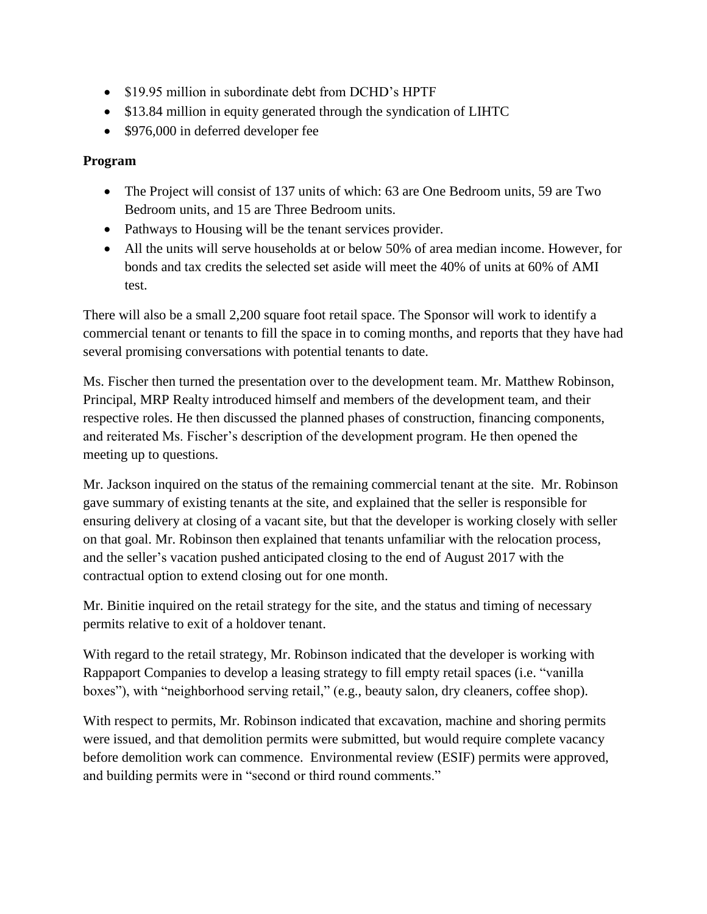- $19.95 million in subordinate debt from DCHD's HPTF
- $13.84 million in equity generated through the syndication of LIHTC
- $976,000 in deferred developer fee

**Program**

- The Project will consist of 137 units of which: 63 are One Bedroom units, 59 are Two Bedroom units, and 15 are Three Bedroom units.
- Pathways to Housing will be the tenant services provider.
- All the units will serve households at or below 50% of area median income. However, for bonds and tax credits the selected set aside will meet the 40% of units at 60% of AMI test.

There will also be a small 2,200 square foot retail space. The Sponsor will work to identify a commercial tenant or tenants to fill the space in to coming months, and reports that they have had several promising conversations with potential tenants to date.

Ms. Fischer then turned the presentation over to the development team. Mr. Matthew Robinson, Principal, MRP Realty introduced himself and members of the development team, and their respective roles. He then discussed the planned phases of construction, financing components, and reiterated Ms. Fischer's description of the development program. He then opened the meeting up to questions.

Mr. Jackson inquired on the status of the remaining commercial tenant at the site. Mr. Robinson gave summary of existing tenants at the site, and explained that the seller is responsible for ensuring delivery at closing of a vacant site, but that the developer is working closely with seller on that goal. Mr. Robinson then explained that tenants unfamiliar with the relocation process, and the seller's vacation pushed anticipated closing to the end of August 2017 with the contractual option to extend closing out for one month.

Mr. Binitie inquired on the retail strategy for the site, and the status and timing of necessary permits relative to exit of a holdover tenant.

With regard to the retail strategy, Mr. Robinson indicated that the developer is working with Rappaport Companies to develop a leasing strategy to fill empty retail spaces (i.e. "vanilla boxes"), with "neighborhood serving retail," (e.g., beauty salon, dry cleaners, coffee shop).

With respect to permits, Mr. Robinson indicated that excavation, machine and shoring permits were issued, and that demolition permits were submitted, but would require complete vacancy before demolition work can commence. Environmental review (ESIF) permits were approved, and building permits were in "second or third round comments."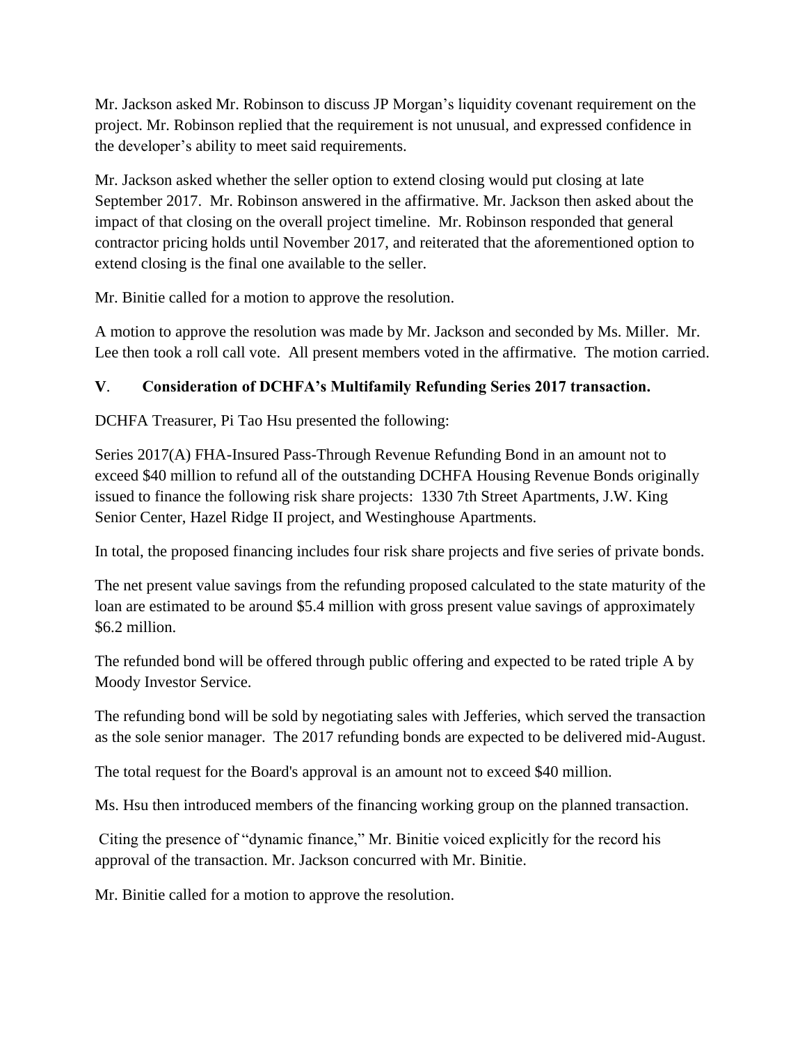Mr. Jackson asked Mr. Robinson to discuss JP Morgan's liquidity covenant requirement on the project. Mr. Robinson replied that the requirement is not unusual, and expressed confidence in the developer's ability to meet said requirements.

Mr. Jackson asked whether the seller option to extend closing would put closing at late September 2017. Mr. Robinson answered in the affirmative. Mr. Jackson then asked about the impact of that closing on the overall project timeline. Mr. Robinson responded that general contractor pricing holds until November 2017, and reiterated that the aforementioned option to extend closing is the final one available to the seller.

Mr. Binitie called for a motion to approve the resolution.

A motion to approve the resolution was made by Mr. Jackson and seconded by Ms. Miller. Mr. Lee then took a roll call vote. All present members voted in the affirmative. The motion carried.

**V. Consideration of DCHFA's Multifamily Refunding Series 2017 transaction.**

DCHFA Treasurer, Pi Tao Hsu presented the following:

Series 2017(A) FHA-Insured Pass-Through Revenue Refunding Bond in an amount not to exceed $40 million to refund all of the outstanding DCHFA Housing Revenue Bonds originally issued to finance the following risk share projects: 1330 7th Street Apartments, J.W. King Senior Center, Hazel Ridge II project, and Westinghouse Apartments.

In total, the proposed financing includes four risk share projects and five series of private bonds.

The net present value savings from the refunding proposed calculated to the state maturity of the loan are estimated to be around $5.4 million with gross present value savings of approximately $6.2 million.

The refunded bond will be offered through public offering and expected to be rated triple A by Moody Investor Service.

The refunding bond will be sold by negotiating sales with Jefferies, which served the transaction as the sole senior manager. The 2017 refunding bonds are expected to be delivered mid-August.

The total request for the Board's approval is an amount not to exceed $40 million.

Ms. Hsu then introduced members of the financing working group on the planned transaction.

Citing the presence of "dynamic finance," Mr. Binitie voiced explicitly for the record his approval of the transaction. Mr. Jackson concurred with Mr. Binitie.

Mr. Binitie called for a motion to approve the resolution.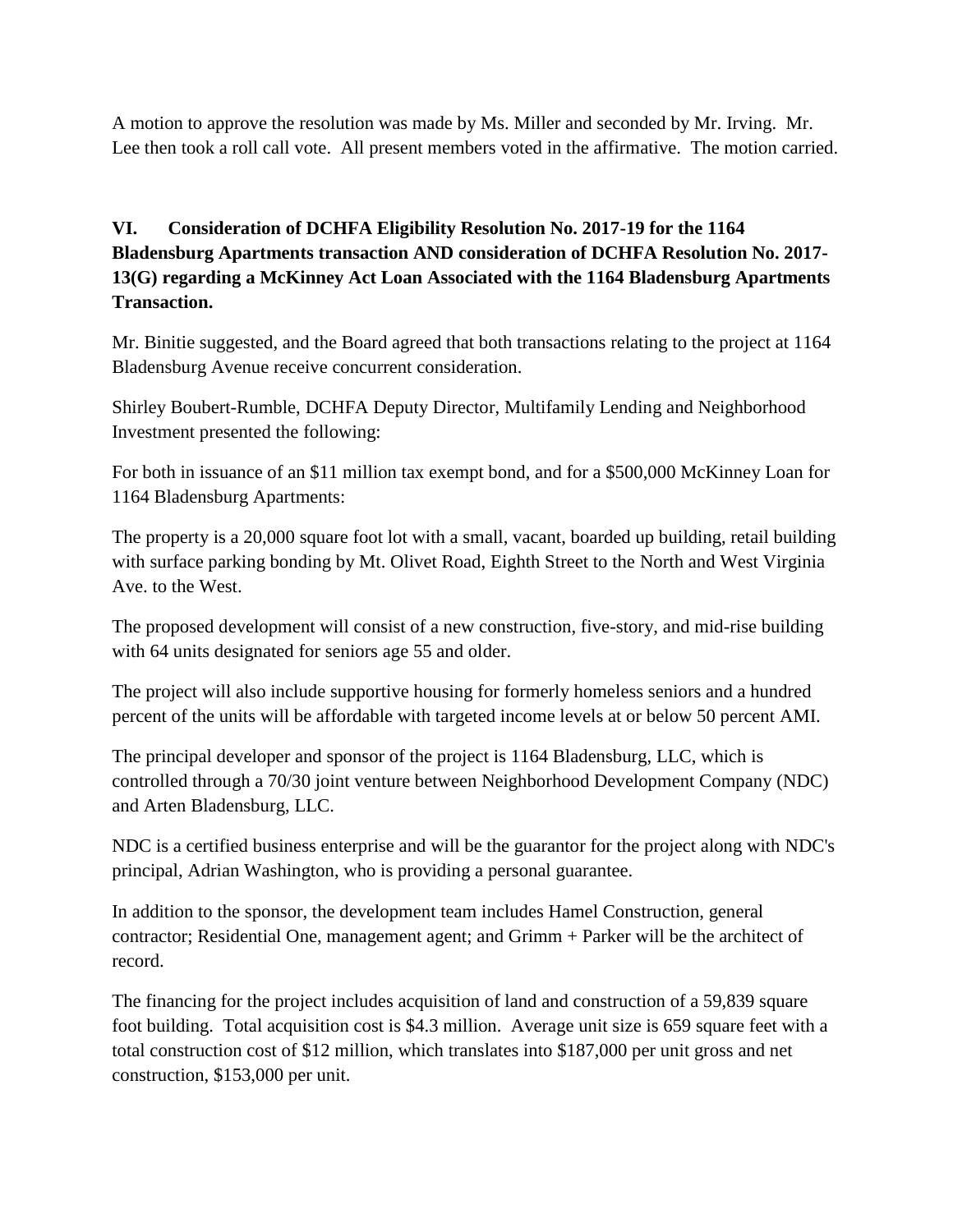A motion to approve the resolution was made by Ms. Miller and seconded by Mr. Irving. Mr. Lee then took a roll call vote. All present members voted in the affirmative. The motion carried.

**VI. Consideration of DCHFA Eligibility Resolution No. 2017-19 for the 1164 Bladensburg Apartments transaction AND consideration of DCHFA Resolution No. 2017-13(G) regarding a McKinney Act Loan Associated with the 1164 Bladensburg Apartments Transaction.**

Mr. Binitie suggested, and the Board agreed that both transactions relating to the project at 1164 Bladensburg Avenue receive concurrent consideration.

Shirley Boubert-Rumble, DCHFA Deputy Director, Multifamily Lending and Neighborhood Investment presented the following:

For both in issuance of an $11 million tax exempt bond, and for a $500,000 McKinney Loan for 1164 Bladensburg Apartments:

The property is a 20,000 square foot lot with a small, vacant, boarded up building, retail building with surface parking bonding by Mt. Olivet Road, Eighth Street to the North and West Virginia Ave. to the West.

The proposed development will consist of a new construction, five-story, and mid-rise building with 64 units designated for seniors age 55 and older.

The project will also include supportive housing for formerly homeless seniors and a hundred percent of the units will be affordable with targeted income levels at or below 50 percent AMI.

The principal developer and sponsor of the project is 1164 Bladensburg, LLC, which is controlled through a 70/30 joint venture between Neighborhood Development Company (NDC) and Arten Bladensburg, LLC.

NDC is a certified business enterprise and will be the guarantor for the project along with NDC's principal, Adrian Washington, who is providing a personal guarantee.

In addition to the sponsor, the development team includes Hamel Construction, general contractor; Residential One, management agent; and Grimm + Parker will be the architect of record.

The financing for the project includes acquisition of land and construction of a 59,839 square foot building. Total acquisition cost is $4.3 million. Average unit size is 659 square feet with a total construction cost of $12 million, which translates into $187,000 per unit gross and net construction, $153,000 per unit.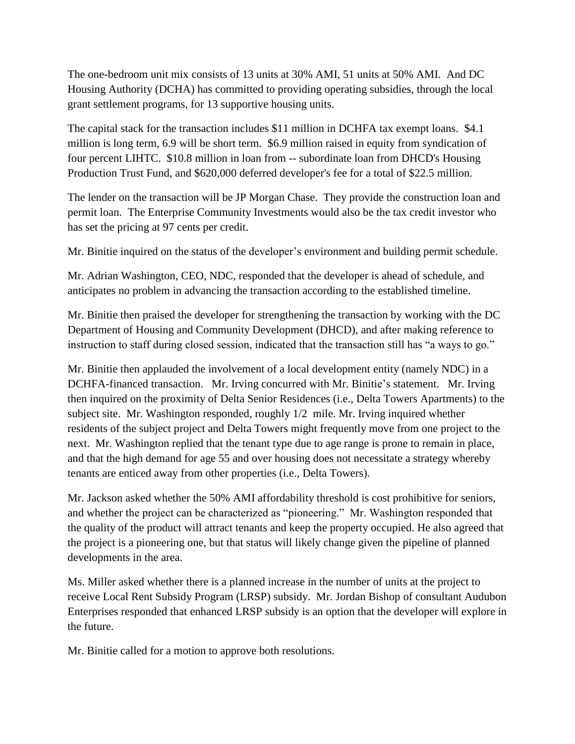The one-bedroom unit mix consists of 13 units at 30% AMI, 51 units at 50% AMI. And DC Housing Authority (DCHA) has committed to providing operating subsidies, through the local grant settlement programs, for 13 supportive housing units.

The capital stack for the transaction includes $11 million in DCHFA tax exempt loans. $4.1 million is long term, 6.9 will be short term. $6.9 million raised in equity from syndication of four percent LIHTC. $10.8 million in loan from -- subordinate loan from DHCD's Housing Production Trust Fund, and $620,000 deferred developer's fee for a total of $22.5 million.

The lender on the transaction will be JP Morgan Chase. They provide the construction loan and permit loan. The Enterprise Community Investments would also be the tax credit investor who has set the pricing at 97 cents per credit.

Mr. Binitie inquired on the status of the developer's environment and building permit schedule.

Mr. Adrian Washington, CEO, NDC, responded that the developer is ahead of schedule, and anticipates no problem in advancing the transaction according to the established timeline.

Mr. Binitie then praised the developer for strengthening the transaction by working with the DC Department of Housing and Community Development (DHCD), and after making reference to instruction to staff during closed session, indicated that the transaction still has "a ways to go."

Mr. Binitie then applauded the involvement of a local development entity (namely NDC) in a DCHFA-financed transaction. Mr. Irving concurred with Mr. Binitie's statement. Mr. Irving then inquired on the proximity of Delta Senior Residences (i.e., Delta Towers Apartments) to the subject site. Mr. Washington responded, roughly 1/2 mile. Mr. Irving inquired whether residents of the subject project and Delta Towers might frequently move from one project to the next. Mr. Washington replied that the tenant type due to age range is prone to remain in place, and that the high demand for age 55 and over housing does not necessitate a strategy whereby tenants are enticed away from other properties (i.e., Delta Towers).

Mr. Jackson asked whether the 50% AMI affordability threshold is cost prohibitive for seniors, and whether the project can be characterized as "pioneering." Mr. Washington responded that the quality of the product will attract tenants and keep the property occupied. He also agreed that the project is a pioneering one, but that status will likely change given the pipeline of planned developments in the area.

Ms. Miller asked whether there is a planned increase in the number of units at the project to receive Local Rent Subsidy Program (LRSP) subsidy. Mr. Jordan Bishop of consultant Audubon Enterprises responded that enhanced LRSP subsidy is an option that the developer will explore in the future.

Mr. Binitie called for a motion to approve both resolutions.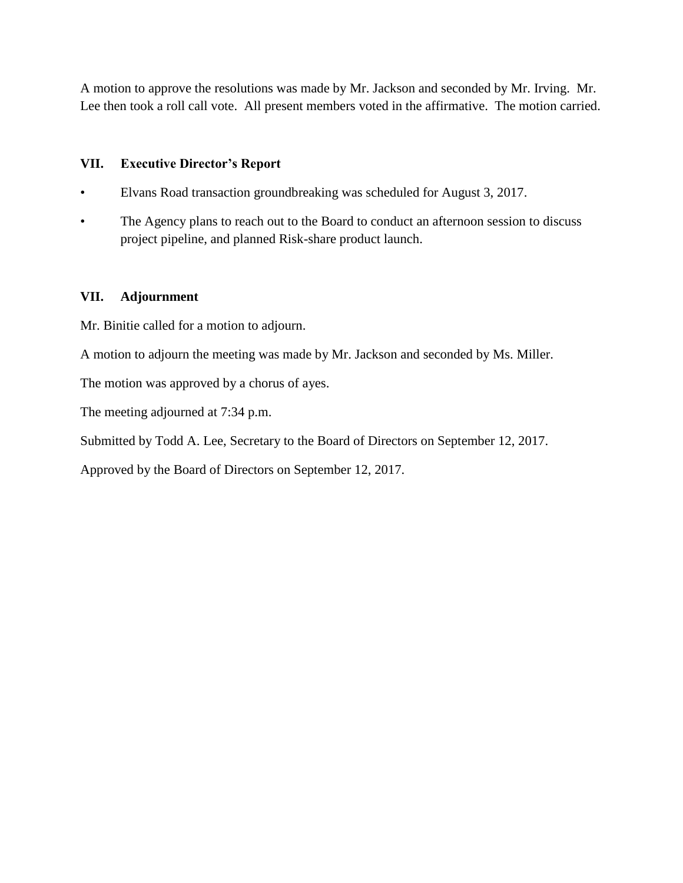A motion to approve the resolutions was made by Mr. Jackson and seconded by Mr. Irving. Mr. Lee then took a roll call vote. All present members voted in the affirmative. The motion carried.

## VII. Executive Director's Report

- Elvans Road transaction groundbreaking was scheduled for August 3, 2017.
- The Agency plans to reach out to the Board to conduct an afternoon session to discuss project pipeline, and planned Risk-share product launch.

## VII. Adjournment

Mr. Binitie called for a motion to adjourn.

A motion to adjourn the meeting was made by Mr. Jackson and seconded by Ms. Miller.

The motion was approved by a chorus of ayes.

The meeting adjourned at 7:34 p.m.

Submitted by Todd A. Lee, Secretary to the Board of Directors on September 12, 2017.

Approved by the Board of Directors on September 12, 2017.